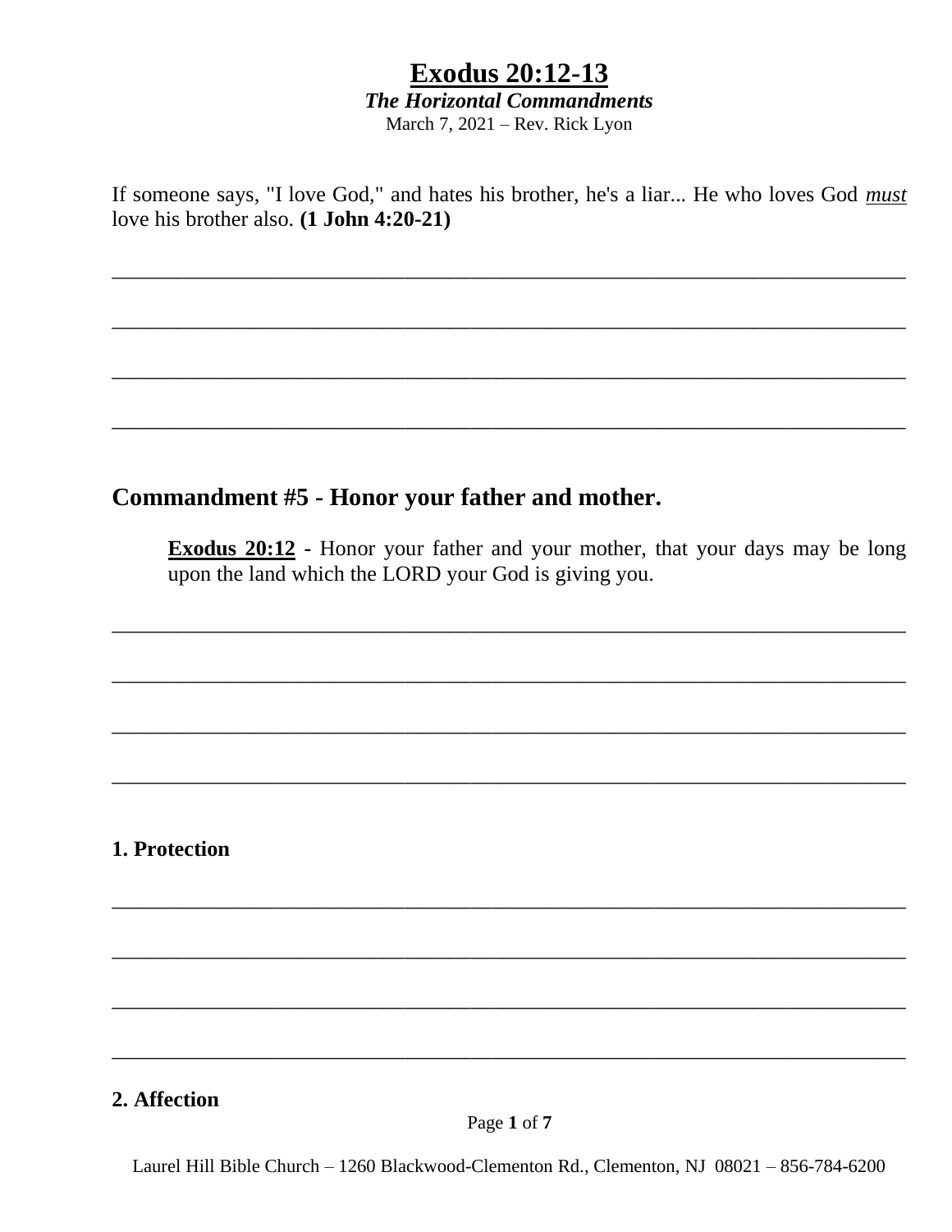# Exodus 20:12-13

***The Horizontal Commandments***

March 7, 2021 – Rev. Rick Lyon

If someone says, "I love God," and hates his brother, he's a liar... He who loves God *must* love his brother also. **(1 John 4:20-21)**

________________________________________________________________________

________________________________________________________________________

________________________________________________________________________

________________________________________________________________________

## Commandment #5 - Honor your father and mother.

> **Exodus 20:12** - Honor your father and your mother, that your days may be long upon the land which the LORD your God is giving you.

________________________________________________________________________

________________________________________________________________________

________________________________________________________________________

________________________________________________________________________

### 1. Protection

________________________________________________________________________

________________________________________________________________________

________________________________________________________________________

________________________________________________________________________

### 2. Affection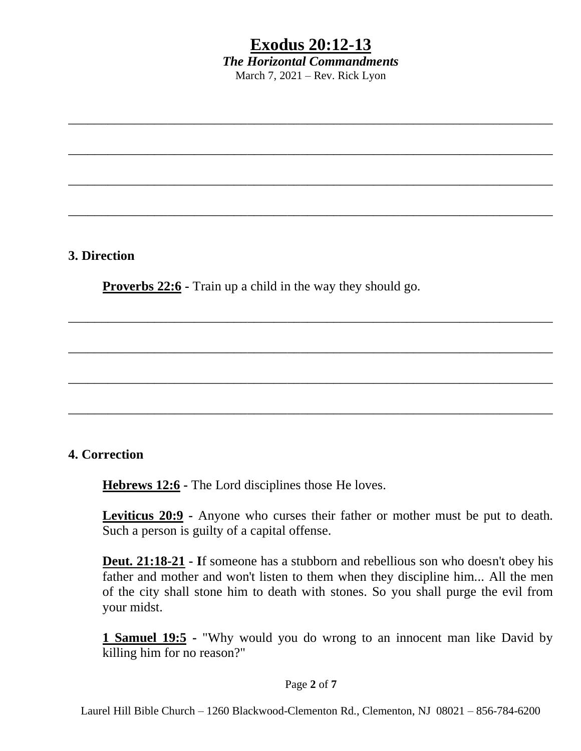# Exodus 20:12-13

***The Horizontal Commandments***

March 7, 2021 – Rev. Rick Lyon

___________________________________________________________________________

___________________________________________________________________________

___________________________________________________________________________

___________________________________________________________________________

**3. Direction**

**Proverbs 22:6** - Train up a child in the way they should go.

___________________________________________________________________________

___________________________________________________________________________

___________________________________________________________________________

___________________________________________________________________________

**4. Correction**

**Hebrews 12:6** - The Lord disciplines those He loves.

**Leviticus 20:9** - Anyone who curses their father or mother must be put to death. Such a person is guilty of a capital offense.

**Deut. 21:18-21** - **I**f someone has a stubborn and rebellious son who doesn't obey his father and mother and won't listen to them when they discipline him... All the men of the city shall stone him to death with stones. So you shall purge the evil from your midst.

**1 Samuel 19:5** - "Why would you do wrong to an innocent man like David by killing him for no reason?"

Laurel Hill Bible Church – 1260 Blackwood-Clementon Rd., Clementon, NJ 08021 – 856-784-6200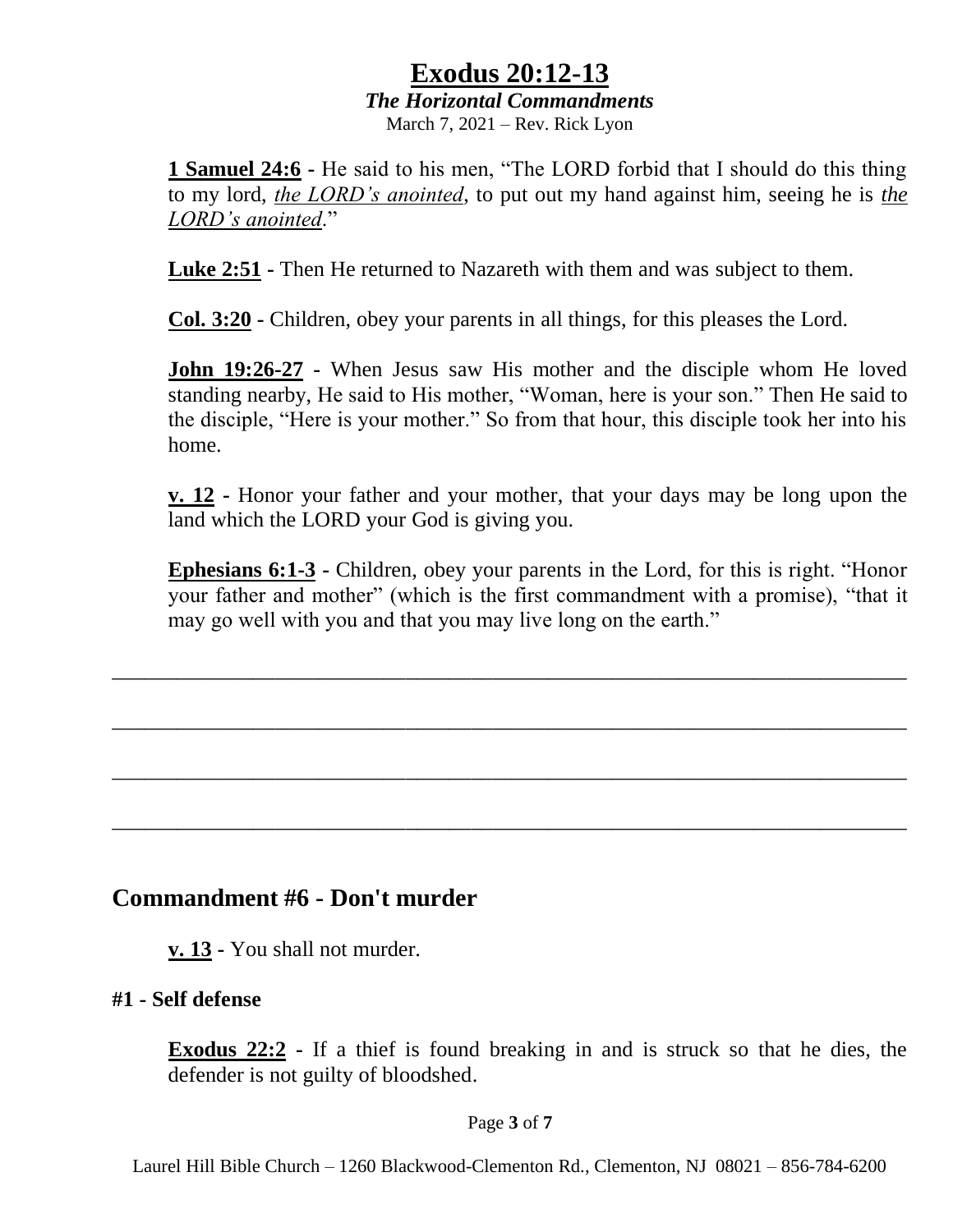**1 Samuel 24:6** - He said to his men, "The LORD forbid that I should do this thing to my lord, *the LORD's anointed*, to put out my hand against him, seeing he is *the LORD's anointed*."

**Luke 2:51** - Then He returned to Nazareth with them and was subject to them.

**Col. 3:20** - Children, obey your parents in all things, for this pleases the Lord.

**John 19:26-27** - When Jesus saw His mother and the disciple whom He loved standing nearby, He said to His mother, "Woman, here is your son." Then He said to the disciple, "Here is your mother." So from that hour, this disciple took her into his home.

**v. 12** - Honor your father and your mother, that your days may be long upon the land which the LORD your God is giving you.

**Ephesians 6:1-3** - Children, obey your parents in the Lord, for this is right. "Honor your father and mother" (which is the first commandment with a promise), "that it may go well with you and that you may live long on the earth."

_______________________________________________________________________

_______________________________________________________________________

_______________________________________________________________________

_______________________________________________________________________

## Commandment #6 - Don't murder

**v. 13** - You shall not murder.

**#1 - Self defense**

**Exodus 22:2** - If a thief is found breaking in and is struck so that he dies, the defender is not guilty of bloodshed.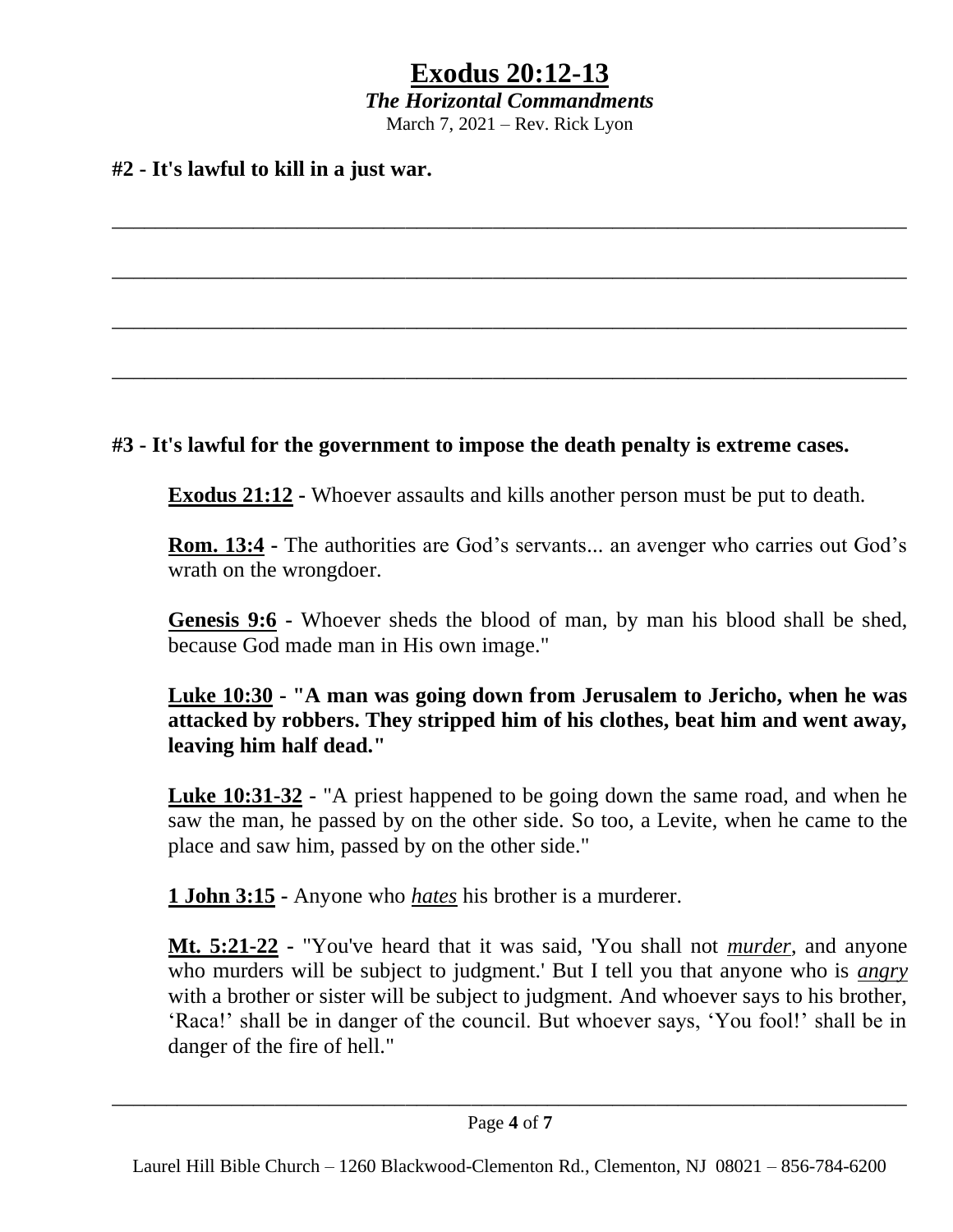# Exodus 20:12-13

***The Horizontal Commandments***

March 7, 2021 – Rev. Rick Lyon

**#2 - It's lawful to kill in a just war.**

\_\_\_\_\_\_\_\_\_\_\_\_\_\_\_\_\_\_\_\_\_\_\_\_\_\_\_\_\_\_\_\_\_\_\_\_\_\_\_\_\_\_\_\_\_\_\_\_\_\_\_\_\_\_\_\_\_\_\_\_\_\_\_\_\_\_\_\_\_\_\_\_\_\_\_\_

\_\_\_\_\_\_\_\_\_\_\_\_\_\_\_\_\_\_\_\_\_\_\_\_\_\_\_\_\_\_\_\_\_\_\_\_\_\_\_\_\_\_\_\_\_\_\_\_\_\_\_\_\_\_\_\_\_\_\_\_\_\_\_\_\_\_\_\_\_\_\_\_\_\_\_\_

\_\_\_\_\_\_\_\_\_\_\_\_\_\_\_\_\_\_\_\_\_\_\_\_\_\_\_\_\_\_\_\_\_\_\_\_\_\_\_\_\_\_\_\_\_\_\_\_\_\_\_\_\_\_\_\_\_\_\_\_\_\_\_\_\_\_\_\_\_\_\_\_\_\_\_\_

\_\_\_\_\_\_\_\_\_\_\_\_\_\_\_\_\_\_\_\_\_\_\_\_\_\_\_\_\_\_\_\_\_\_\_\_\_\_\_\_\_\_\_\_\_\_\_\_\_\_\_\_\_\_\_\_\_\_\_\_\_\_\_\_\_\_\_\_\_\_\_\_\_\_\_\_

**#3 - It's lawful for the government to impose the death penalty is extreme cases.**

**Exodus 21:12** - Whoever assaults and kills another person must be put to death.

**Rom. 13:4** - The authorities are God's servants... an avenger who carries out God's wrath on the wrongdoer.

**Genesis 9:6** - Whoever sheds the blood of man, by man his blood shall be shed, because God made man in His own image."

**Luke 10:30 - "A man was going down from Jerusalem to Jericho, when he was attacked by robbers. They stripped him of his clothes, beat him and went away, leaving him half dead."**

**Luke 10:31-32** - "A priest happened to be going down the same road, and when he saw the man, he passed by on the other side. So too, a Levite, when he came to the place and saw him, passed by on the other side."

**1 John 3:15** - Anyone who ***hates*** his brother is a murderer.

**Mt. 5:21-22** - "You've heard that it was said, 'You shall not ***murder***, and anyone who murders will be subject to judgment.' But I tell you that anyone who is ***angry*** with a brother or sister will be subject to judgment. And whoever says to his brother, 'Raca!' shall be in danger of the council. But whoever says, 'You fool!' shall be in danger of the fire of hell."

Laurel Hill Bible Church – 1260 Blackwood-Clementon Rd., Clementon, NJ 08021 – 856-784-6200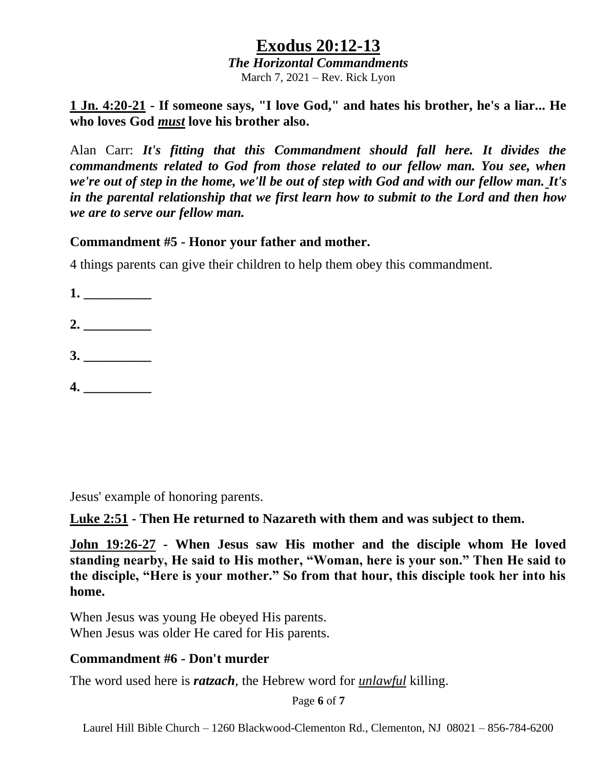# Exodus 20:12-13

***The Horizontal Commandments***

March 7, 2021 – Rev. Rick Lyon

**<u>1 Jn. 4:20-21</u> - If someone says, "I love God," and hates his brother, he's a liar... He who loves God *<u>must</u>* love his brother also.**

Alan Carr: ***It's fitting that this Commandment should fall here. It divides the commandments related to God from those related to our fellow man. You see, when we're out of step in the home, we'll be out of step with God and with our fellow man. It's in the parental relationship that we first learn how to submit to the Lord and then how we are to serve our fellow man.***

**Commandment #5 - Honor your father and mother.**

4 things parents can give their children to help them obey this commandment.

**1. __________**

**2. __________**

**3. __________**

**4. __________**

Jesus' example of honoring parents.

**<u>Luke 2:51</u> - Then He returned to Nazareth with them and was subject to them.**

**<u>John 19:26-27</u> - When Jesus saw His mother and the disciple whom He loved standing nearby, He said to His mother, "Woman, here is your son." Then He said to the disciple, "Here is your mother." So from that hour, this disciple took her into his home.**

When Jesus was young He obeyed His parents.
When Jesus was older He cared for His parents.

**Commandment #6 - Don't murder**

The word used here is ***ratzach***, the Hebrew word for *<u>unlawful</u>* killing.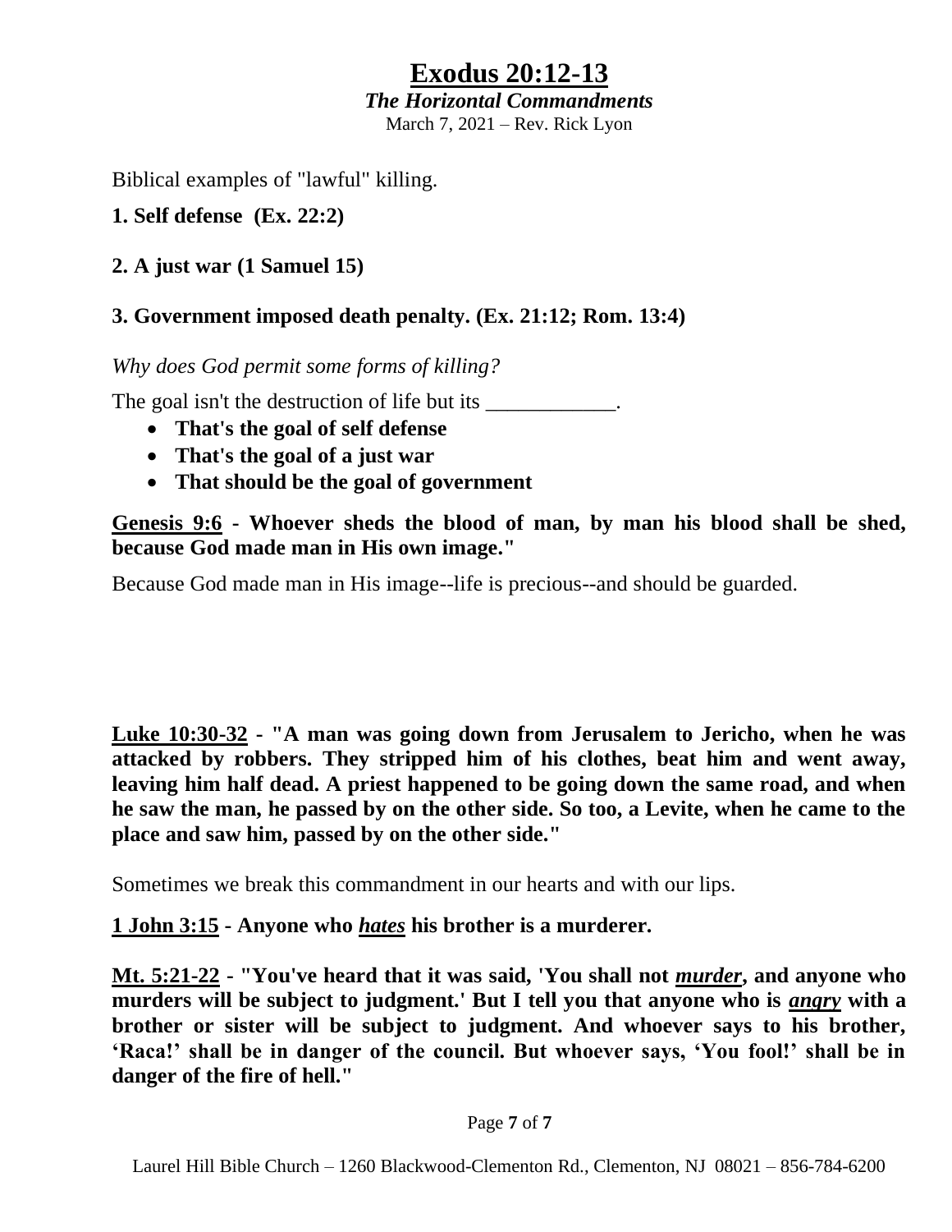# Exodus 20:12-13

***The Horizontal Commandments***

March 7, 2021 – Rev. Rick Lyon

Biblical examples of "lawful" killing.

**1. Self defense (Ex. 22:2)**

**2. A just war (1 Samuel 15)**

**3. Government imposed death penalty. (Ex. 21:12; Rom. 13:4)**

*Why does God permit some forms of killing?*

The goal isn't the destruction of life but its ____________.

- **That's the goal of self defense**
- **That's the goal of a just war**
- **That should be the goal of government**

<u>**Genesis 9:6**</u> **- Whoever sheds the blood of man, by man his blood shall be shed, because God made man in His own image."**

Because God made man in His image--life is precious--and should be guarded.

<u>**Luke 10:30-32**</u> **- "A man was going down from Jerusalem to Jericho, when he was attacked by robbers. They stripped him of his clothes, beat him and went away, leaving him half dead. A priest happened to be going down the same road, and when he saw the man, he passed by on the other side. So too, a Levite, when he came to the place and saw him, passed by on the other side."**

Sometimes we break this commandment in our hearts and with our lips.

<u>**1 John 3:15**</u> **- Anyone who <u>*hates*</u> his brother is a murderer.**

<u>**Mt. 5:21-22**</u> **- "You've heard that it was said, 'You shall not <u>*murder*</u>, and anyone who murders will be subject to judgment.' But I tell you that anyone who is <u>*angry*</u> with a brother or sister will be subject to judgment. And whoever says to his brother, 'Raca!' shall be in danger of the council. But whoever says, 'You fool!' shall be in danger of the fire of hell."**